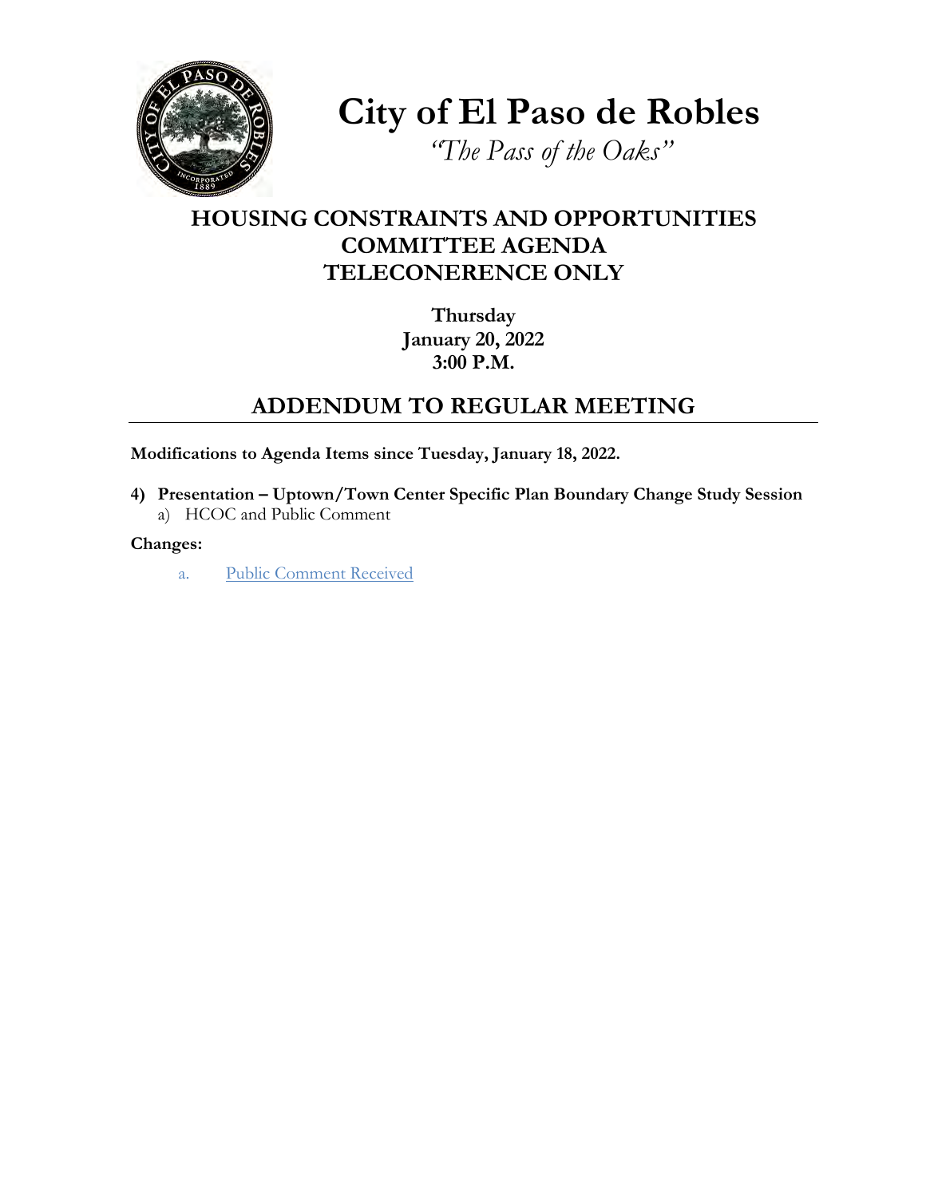# City of El Paso de Robles

*"The Pass of the Oaks"*

## HOUSING CONSTRAINTS AND OPPORTUNITIES COMMITTEE AGENDA TELECONERENCE ONLY

**Thursday**
**January 20, 2022**
**3:00 P.M.**

## ADDENDUM TO REGULAR MEETING

**Modifications to Agenda Items since Tuesday, January 18, 2022.**

**4) Presentation – Uptown/Town Center Specific Plan Boundary Change Study Session**
   a) HCOC and Public Comment

**Changes:**

   a. Public Comment Received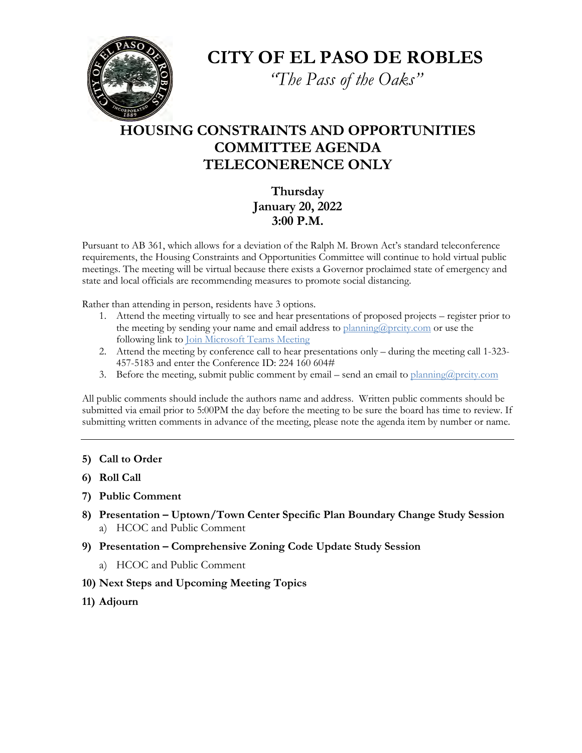# CITY OF EL PASO DE ROBLES

*"The Pass of the Oaks"*

## HOUSING CONSTRAINTS AND OPPORTUNITIES COMMITTEE AGENDA TELECONERENCE ONLY

**Thursday**
**January 20, 2022**
**3:00 P.M.**

Pursuant to AB 361, which allows for a deviation of the Ralph M. Brown Act's standard teleconference requirements, the Housing Constraints and Opportunities Committee will continue to hold virtual public meetings. The meeting will be virtual because there exists a Governor proclaimed state of emergency and state and local officials are recommending measures to promote social distancing.

Rather than attending in person, residents have 3 options.

1. Attend the meeting virtually to see and hear presentations of proposed projects – register prior to the meeting by sending your name and email address to planning@prcity.com or use the following link to Join Microsoft Teams Meeting
2. Attend the meeting by conference call to hear presentations only – during the meeting call 1-323-457-5183 and enter the Conference ID: 224 160 604#
3. Before the meeting, submit public comment by email – send an email to planning@prcity.com

All public comments should include the authors name and address. Written public comments should be submitted via email prior to 5:00PM the day before the meeting to be sure the board has time to review. If submitting written comments in advance of the meeting, please note the agenda item by number or name.

---

5) **Call to Order**
6) **Roll Call**
7) **Public Comment**
8) **Presentation – Uptown/Town Center Specific Plan Boundary Change Study Session**
   a) HCOC and Public Comment
9) **Presentation – Comprehensive Zoning Code Update Study Session**
   a) HCOC and Public Comment
10) **Next Steps and Upcoming Meeting Topics**
11) **Adjourn**